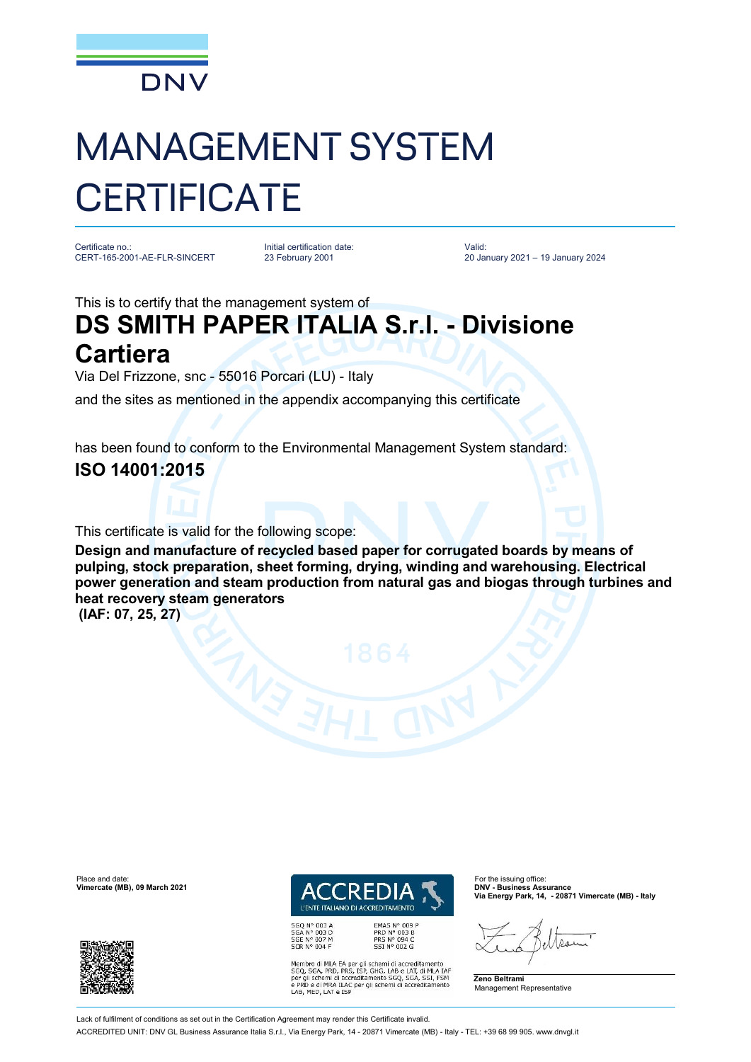DNV

# MANAGEMENT SYSTEM CERTIFICATE

Certificate no.:
CERT-165-2001-AE-FLR-SINCERT

Initial certification date:
23 February 2001

Valid:
20 January 2021 – 19 January 2024

This is to certify that the management system of

## DS SMITH PAPER ITALIA S.r.l. - Divisione Cartiera

Via Del Frizzone, snc - 55016 Porcari (LU) - Italy

and the sites as mentioned in the appendix accompanying this certificate

has been found to conform to the Environmental Management System standard:

## ISO 14001:2015

This certificate is valid for the following scope:

**Design and manufacture of recycled based paper for corrugated boards by means of pulping, stock preparation, sheet forming, drying, winding and warehousing. Electrical power generation and steam production from natural gas and biogas through turbines and heat recovery steam generators**
**(IAF: 07, 25, 27)**

Place and date:
**Vimercate (MB), 09 March 2021**

ACCREDIA
L'ENTE ITALIANO DI ACCREDITAMENTO

SGQ N° 003 A
SGA N° 003 D
SGE N° 007 M
SCR N° 004 F
EMAS N° 009 P
PRD N° 003 B
PRS N° 094 C
SSI N° 002 G

Membro di MLA EA per gli schemi di accreditamento SGQ, SGA, PRD, PRS, ISP, GHG, LAB e LAT, di MLA IAF per gli schemi di accreditamento SGQ, SGA, SSI, FSM e PRD e di MRA ILAC per gli schemi di accreditamento LAB, MED, LAT e ISP

For the issuing office:
**DNV - Business Assurance**
**Via Energy Park, 14, - 20871 Vimercate (MB) - Italy**

**Zeno Beltrami**
Management Representative

Lack of fulfilment of conditions as set out in the Certification Agreement may render this Certificate invalid.
ACCREDITED UNIT: DNV GL Business Assurance Italia S.r.l., Via Energy Park, 14 - 20871 Vimercate (MB) - Italy - TEL: +39 68 99 905. www.dnvgl.it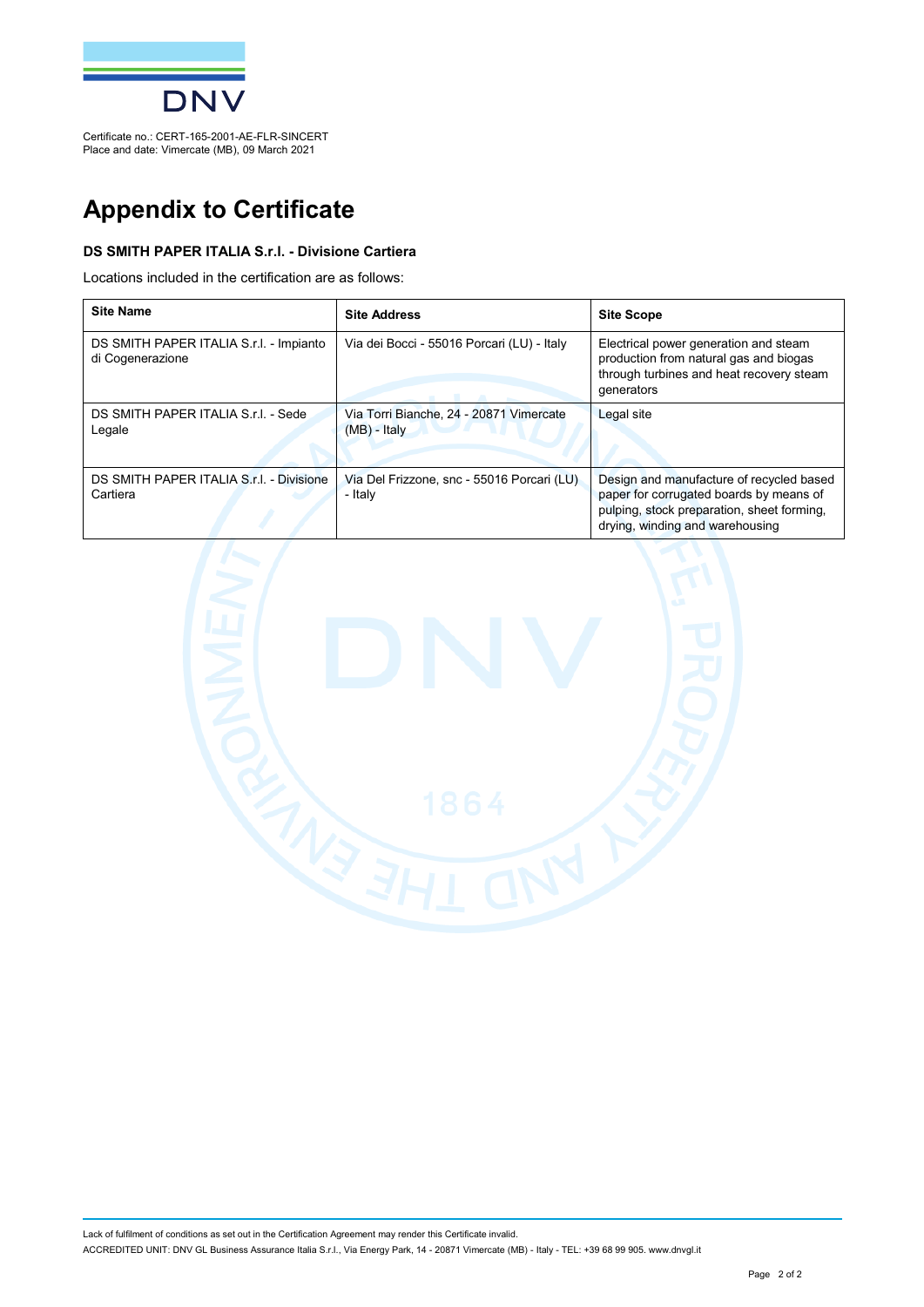Certificate no.: CERT-165-2001-AE-FLR-SINCERT
Place and date: Vimercate (MB), 09 March 2021

# Appendix to Certificate

**DS SMITH PAPER ITALIA S.r.l. - Divisione Cartiera**

Locations included in the certification are as follows:

| Site Name | Site Address | Site Scope |
|---|---|---|
| DS SMITH PAPER ITALIA S.r.l. - Impianto di Cogenerazione | Via dei Bocci - 55016 Porcari (LU) - Italy | Electrical power generation and steam production from natural gas and biogas through turbines and heat recovery steam generators |
| DS SMITH PAPER ITALIA S.r.l. - Sede Legale | Via Torri Bianche, 24 - 20871 Vimercate (MB) - Italy | Legal site |
| DS SMITH PAPER ITALIA S.r.l. - Divisione Cartiera | Via Del Frizzone, snc - 55016 Porcari (LU) - Italy | Design and manufacture of recycled based paper for corrugated boards by means of pulping, stock preparation, sheet forming, drying, winding and warehousing |

Lack of fulfilment of conditions as set out in the Certification Agreement may render this Certificate invalid.

ACCREDITED UNIT: DNV GL Business Assurance Italia S.r.l., Via Energy Park, 14 - 20871 Vimercate (MB) - Italy - TEL: +39 68 99 905. www.dnvgl.it